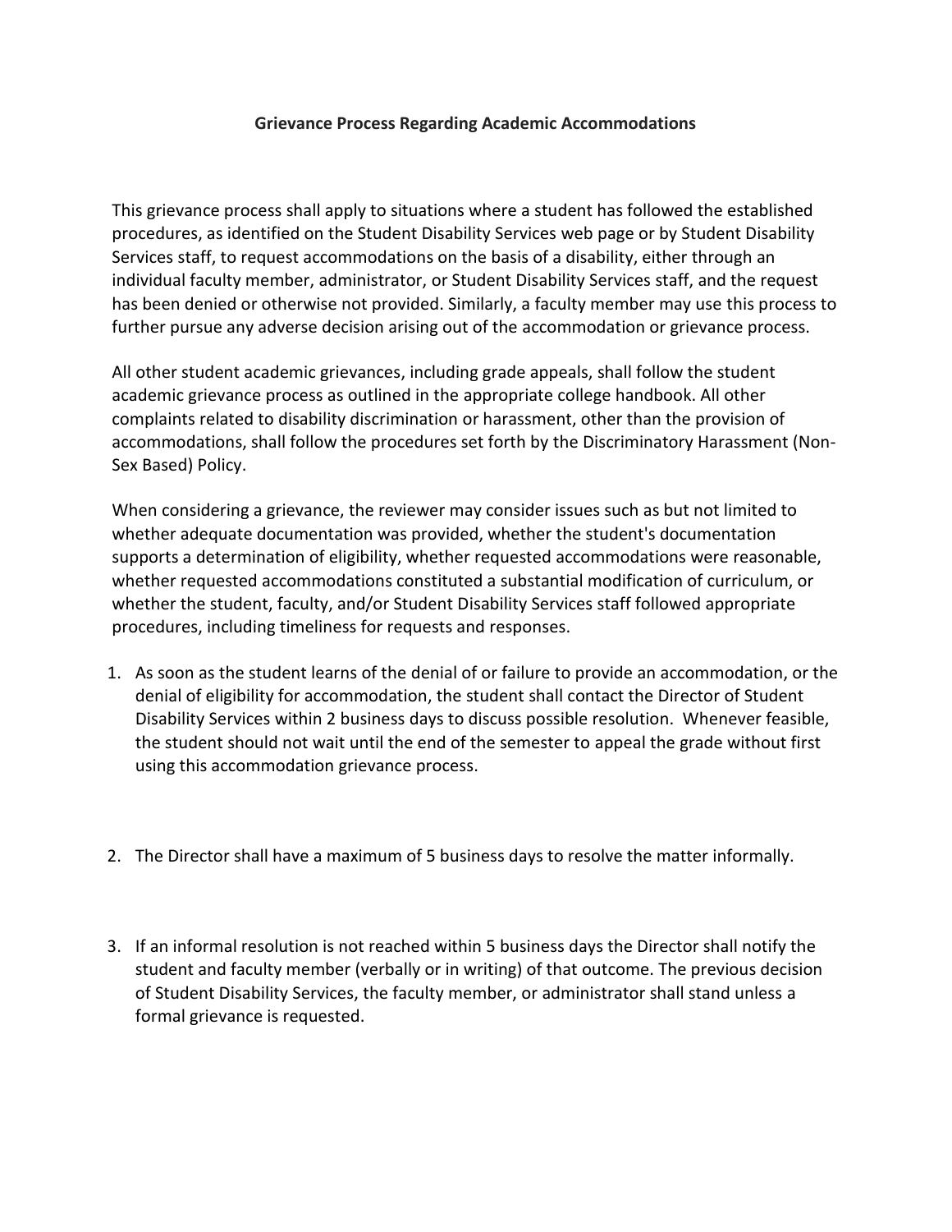# Grievance Process Regarding Academic Accommodations

This grievance process shall apply to situations where a student has followed the established procedures, as identified on the Student Disability Services web page or by Student Disability Services staff, to request accommodations on the basis of a disability, either through an individual faculty member, administrator, or Student Disability Services staff, and the request has been denied or otherwise not provided. Similarly, a faculty member may use this process to further pursue any adverse decision arising out of the accommodation or grievance process.

All other student academic grievances, including grade appeals, shall follow the student academic grievance process as outlined in the appropriate college handbook. All other complaints related to disability discrimination or harassment, other than the provision of accommodations, shall follow the procedures set forth by the Discriminatory Harassment (Non-Sex Based) Policy.

When considering a grievance, the reviewer may consider issues such as but not limited to whether adequate documentation was provided, whether the student's documentation supports a determination of eligibility, whether requested accommodations were reasonable, whether requested accommodations constituted a substantial modification of curriculum, or whether the student, faculty, and/or Student Disability Services staff followed appropriate procedures, including timeliness for requests and responses.

1. As soon as the student learns of the denial of or failure to provide an accommodation, or the denial of eligibility for accommodation, the student shall contact the Director of Student Disability Services within 2 business days to discuss possible resolution. Whenever feasible, the student should not wait until the end of the semester to appeal the grade without first using this accommodation grievance process.

2. The Director shall have a maximum of 5 business days to resolve the matter informally.

3. If an informal resolution is not reached within 5 business days the Director shall notify the student and faculty member (verbally or in writing) of that outcome. The previous decision of Student Disability Services, the faculty member, or administrator shall stand unless a formal grievance is requested.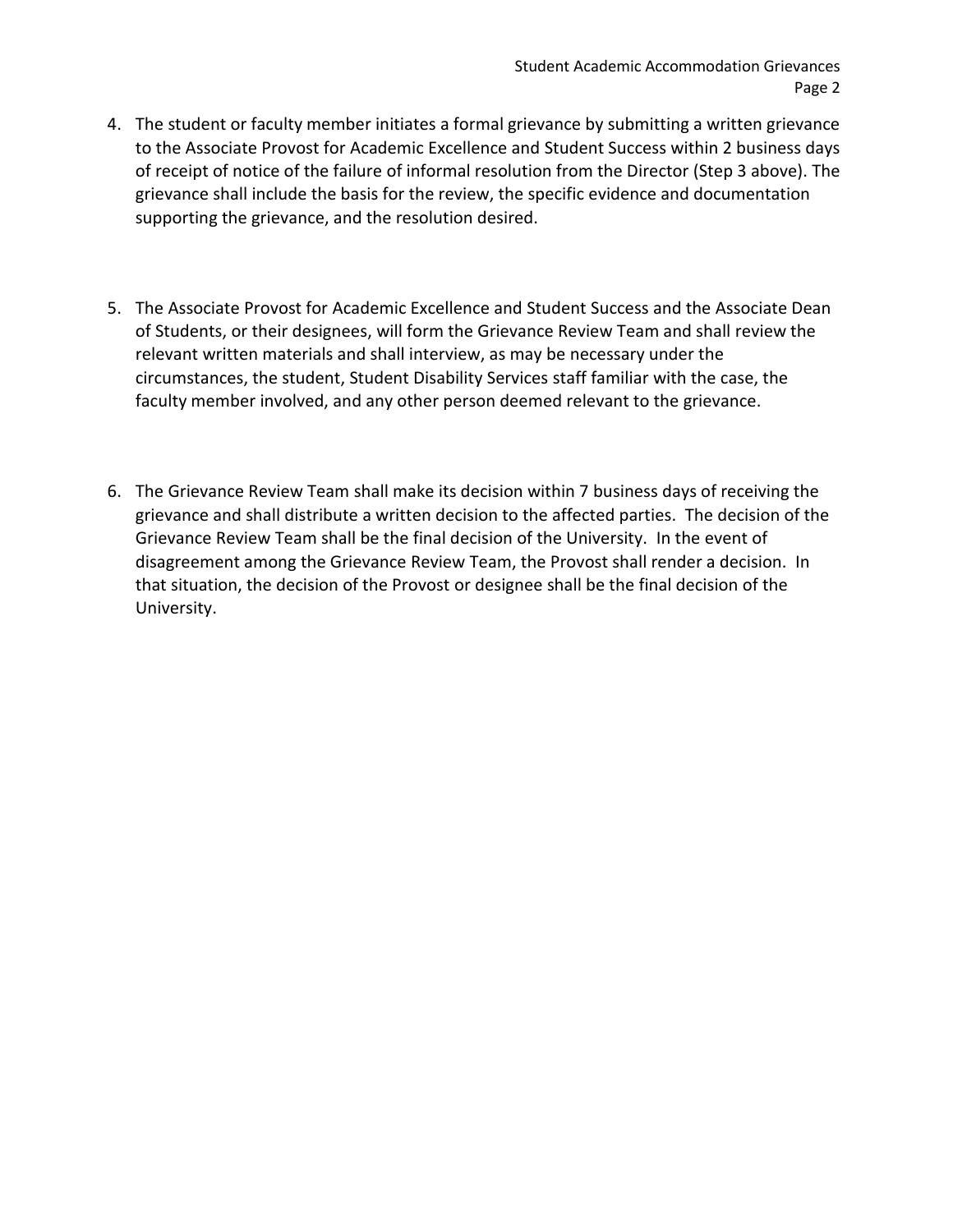4. The student or faculty member initiates a formal grievance by submitting a written grievance to the Associate Provost for Academic Excellence and Student Success within 2 business days of receipt of notice of the failure of informal resolution from the Director (Step 3 above). The grievance shall include the basis for the review, the specific evidence and documentation supporting the grievance, and the resolution desired.

5. The Associate Provost for Academic Excellence and Student Success and the Associate Dean of Students, or their designees, will form the Grievance Review Team and shall review the relevant written materials and shall interview, as may be necessary under the circumstances, the student, Student Disability Services staff familiar with the case, the faculty member involved, and any other person deemed relevant to the grievance.

6. The Grievance Review Team shall make its decision within 7 business days of receiving the grievance and shall distribute a written decision to the affected parties. The decision of the Grievance Review Team shall be the final decision of the University. In the event of disagreement among the Grievance Review Team, the Provost shall render a decision. In that situation, the decision of the Provost or designee shall be the final decision of the University.